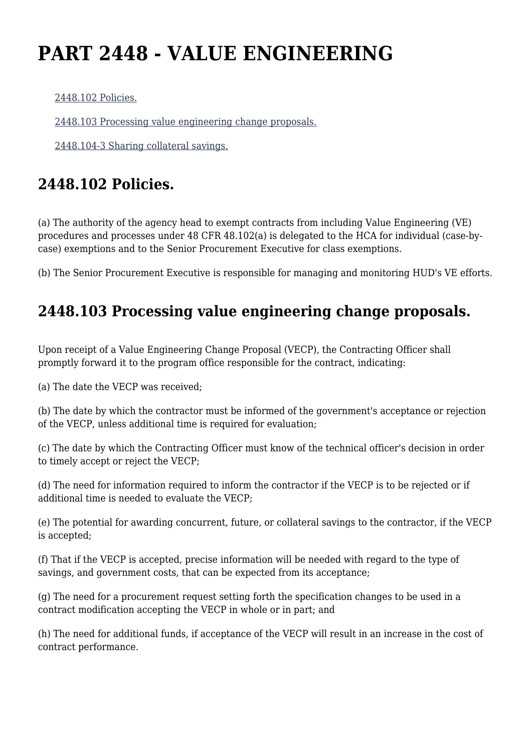# PART 2448 - VALUE ENGINEERING

- [2448.102 Policies.]()
- [2448.103 Processing value engineering change proposals.]()
- [2448.104-3 Sharing collateral savings.]()

## 2448.102 Policies.

(a) The authority of the agency head to exempt contracts from including Value Engineering (VE) procedures and processes under 48 CFR 48.102(a) is delegated to the HCA for individual (case-by-case) exemptions and to the Senior Procurement Executive for class exemptions.

(b) The Senior Procurement Executive is responsible for managing and monitoring HUD's VE efforts.

## 2448.103 Processing value engineering change proposals.

Upon receipt of a Value Engineering Change Proposal (VECP), the Contracting Officer shall promptly forward it to the program office responsible for the contract, indicating:

(a) The date the VECP was received;

(b) The date by which the contractor must be informed of the government's acceptance or rejection of the VECP, unless additional time is required for evaluation;

(c) The date by which the Contracting Officer must know of the technical officer's decision in order to timely accept or reject the VECP;

(d) The need for information required to inform the contractor if the VECP is to be rejected or if additional time is needed to evaluate the VECP;

(e) The potential for awarding concurrent, future, or collateral savings to the contractor, if the VECP is accepted;

(f) That if the VECP is accepted, precise information will be needed with regard to the type of savings, and government costs, that can be expected from its acceptance;

(g) The need for a procurement request setting forth the specification changes to be used in a contract modification accepting the VECP in whole or in part; and

(h) The need for additional funds, if acceptance of the VECP will result in an increase in the cost of contract performance.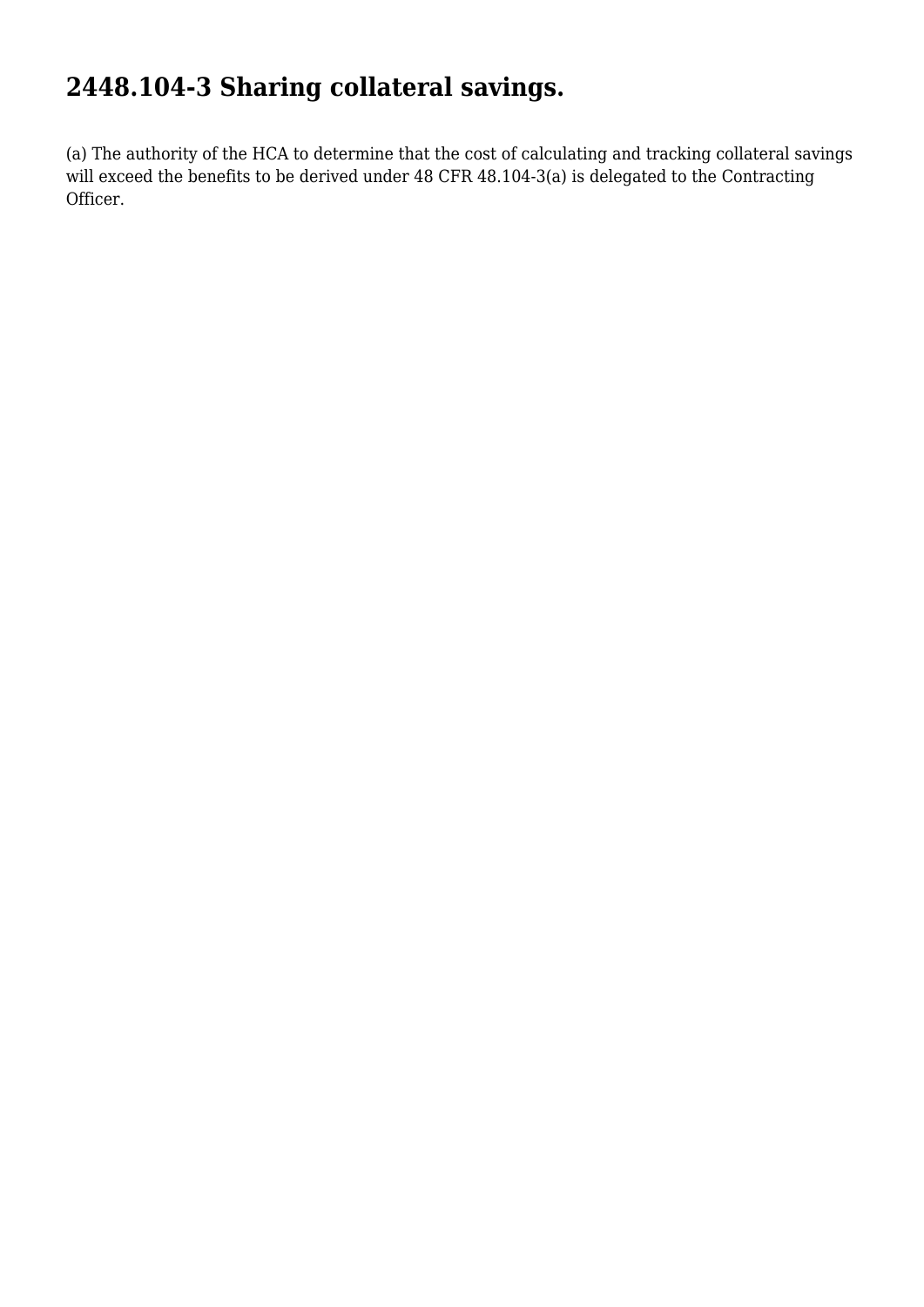## 2448.104-3 Sharing collateral savings.

(a) The authority of the HCA to determine that the cost of calculating and tracking collateral savings will exceed the benefits to be derived under 48 CFR 48.104-3(a) is delegated to the Contracting Officer.